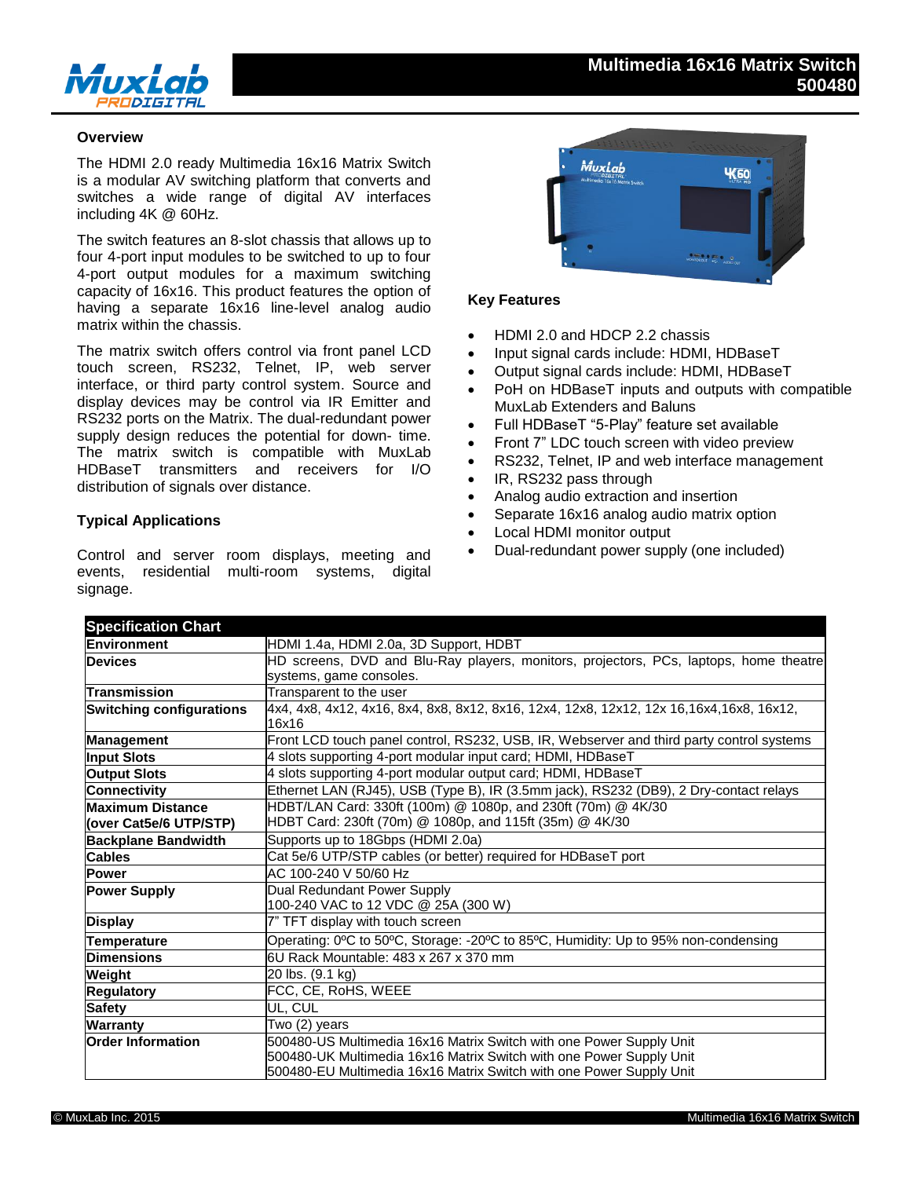# Multimedia 16x16 Matrix Switch
## 500480

### Overview

The HDMI 2.0 ready Multimedia 16x16 Matrix Switch is a modular AV switching platform that converts and switches a wide range of digital AV interfaces including 4K @ 60Hz.

The switch features an 8-slot chassis that allows up to four 4-port input modules to be switched to up to four 4-port output modules for a maximum switching capacity of 16x16. This product features the option of having a separate 16x16 line-level analog audio matrix within the chassis.

The matrix switch offers control via front panel LCD touch screen, RS232, Telnet, IP, web server interface, or third party control system. Source and display devices may be control via IR Emitter and RS232 ports on the Matrix. The dual-redundant power supply design reduces the potential for down- time. The matrix switch is compatible with MuxLab HDBaseT transmitters and receivers for I/O distribution of signals over distance.

### Typical Applications

Control and server room displays, meeting and events, residential multi-room systems, digital signage.

### Key Features

- HDMI 2.0 and HDCP 2.2 chassis
- Input signal cards include: HDMI, HDBaseT
- Output signal cards include: HDMI, HDBaseT
- PoH on HDBaseT inputs and outputs with compatible MuxLab Extenders and Baluns
- Full HDBaseT "5-Play" feature set available
- Front 7" LDC touch screen with video preview
- RS232, Telnet, IP and web interface management
- IR, RS232 pass through
- Analog audio extraction and insertion
- Separate 16x16 analog audio matrix option
- Local HDMI monitor output
- Dual-redundant power supply (one included)

| Specification Chart | |
|---|---|
| **Environment** | HDMI 1.4a, HDMI 2.0a, 3D Support, HDBT |
| **Devices** | HD screens, DVD and Blu-Ray players, monitors, projectors, PCs, laptops, home theatre systems, game consoles. |
| **Transmission** | Transparent to the user |
| **Switching configurations** | 4x4, 4x8, 4x12, 4x16, 8x4, 8x8, 8x12, 8x16, 12x4, 12x8, 12x12, 12x 16,16x4,16x8, 16x12, 16x16 |
| **Management** | Front LCD touch panel control, RS232, USB, IR, Webserver and third party control systems |
| **Input Slots** | 4 slots supporting 4-port modular input card; HDMI, HDBaseT |
| **Output Slots** | 4 slots supporting 4-port modular output card; HDMI, HDBaseT |
| **Connectivity** | Ethernet LAN (RJ45), USB (Type B), IR (3.5mm jack), RS232 (DB9), 2 Dry-contact relays |
| **Maximum Distance (over Cat5e/6 UTP/STP)** | HDBT/LAN Card: 330ft (100m) @ 1080p, and 230ft (70m) @ 4K/30<br>HDBT Card: 230ft (70m) @ 1080p, and 115ft (35m) @ 4K/30 |
| **Backplane Bandwidth** | Supports up to 18Gbps (HDMI 2.0a) |
| **Cables** | Cat 5e/6 UTP/STP cables (or better) required for HDBaseT port |
| **Power** | AC 100-240 V 50/60 Hz |
| **Power Supply** | Dual Redundant Power Supply<br>100-240 VAC to 12 VDC @ 25A (300 W) |
| **Display** | 7" TFT display with touch screen |
| **Temperature** | Operating: 0ºC to 50ºC, Storage: -20ºC to 85ºC, Humidity: Up to 95% non-condensing |
| **Dimensions** | 6U Rack Mountable: 483 x 267 x 370 mm |
| **Weight** | 20 lbs. (9.1 kg) |
| **Regulatory** | FCC, CE, RoHS, WEEE |
| **Safety** | UL, CUL |
| **Warranty** | Two (2) years |
| **Order Information** | 500480-US Multimedia 16x16 Matrix Switch with one Power Supply Unit<br>500480-UK Multimedia 16x16 Matrix Switch with one Power Supply Unit<br>500480-EU Multimedia 16x16 Matrix Switch with one Power Supply Unit |

© MuxLab Inc. 2015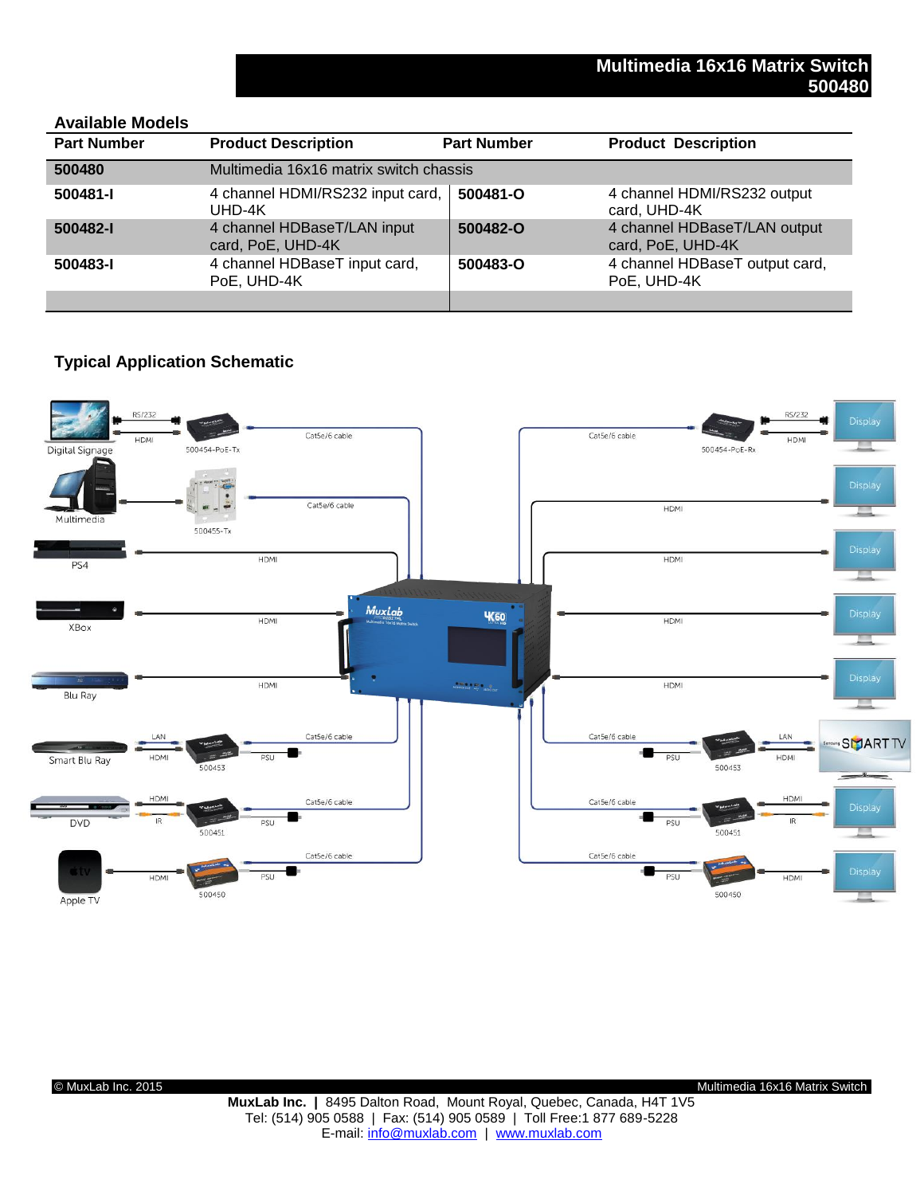## Available Models

| Part Number | Product Description | Part Number | Product Description |
|---|---|---|---|
| **500480** | Multimedia 16x16 matrix switch chassis | | |
| **500481-I** | 4 channel HDMI/RS232 input card, UHD-4K | **500481-O** | 4 channel HDMI/RS232 output card, UHD-4K |
| **500482-I** | 4 channel HDBaseT/LAN input card, PoE, UHD-4K | **500482-O** | 4 channel HDBaseT/LAN output card, PoE, UHD-4K |
| **500483-I** | 4 channel HDBaseT input card, PoE, UHD-4K | **500483-O** | 4 channel HDBaseT output card, PoE, UHD-4K |

## Typical Application Schematic

Digital Signage
RS/232
HDMI
500454-PoE-Tx
Cat5e/6 cable
Multimedia
500455-Tx
Cat5e/6 cable
PS4
HDMI
XBox
HDMI
Blu Ray
HDMI
Smart Blu Ray
LAN
HDMI
500453
PSU
Cat5e/6 cable
DVD
HDMI
IR
500451
PSU
Cat5e/6 cable
Apple TV
HDMI
500450
PSU
Cat5e/6 cable

Cat5e/6 cable
500454-PoE-Rx
RS/232
HDMI
Display
HDMI
Display
HDMI
Display
HDMI
Display
HDMI
Display
Cat5e/6 cable
PSU
500453
LAN
HDMI
SMART TV
Cat5e/6 cable
PSU
500451
HDMI
IR
Display
Cat5e/6 cable
PSU
500450
HDMI
Display

© MuxLab Inc. 2015 Multimedia 16x16 Matrix Switch

**MuxLab Inc. |** 8495 Dalton Road, Mount Royal, Quebec, Canada, H4T 1V5
Tel: (514) 905 0588 | Fax: (514) 905 0589 | Toll Free:1 877 689-5228
E-mail: info@muxlab.com | www.muxlab.com